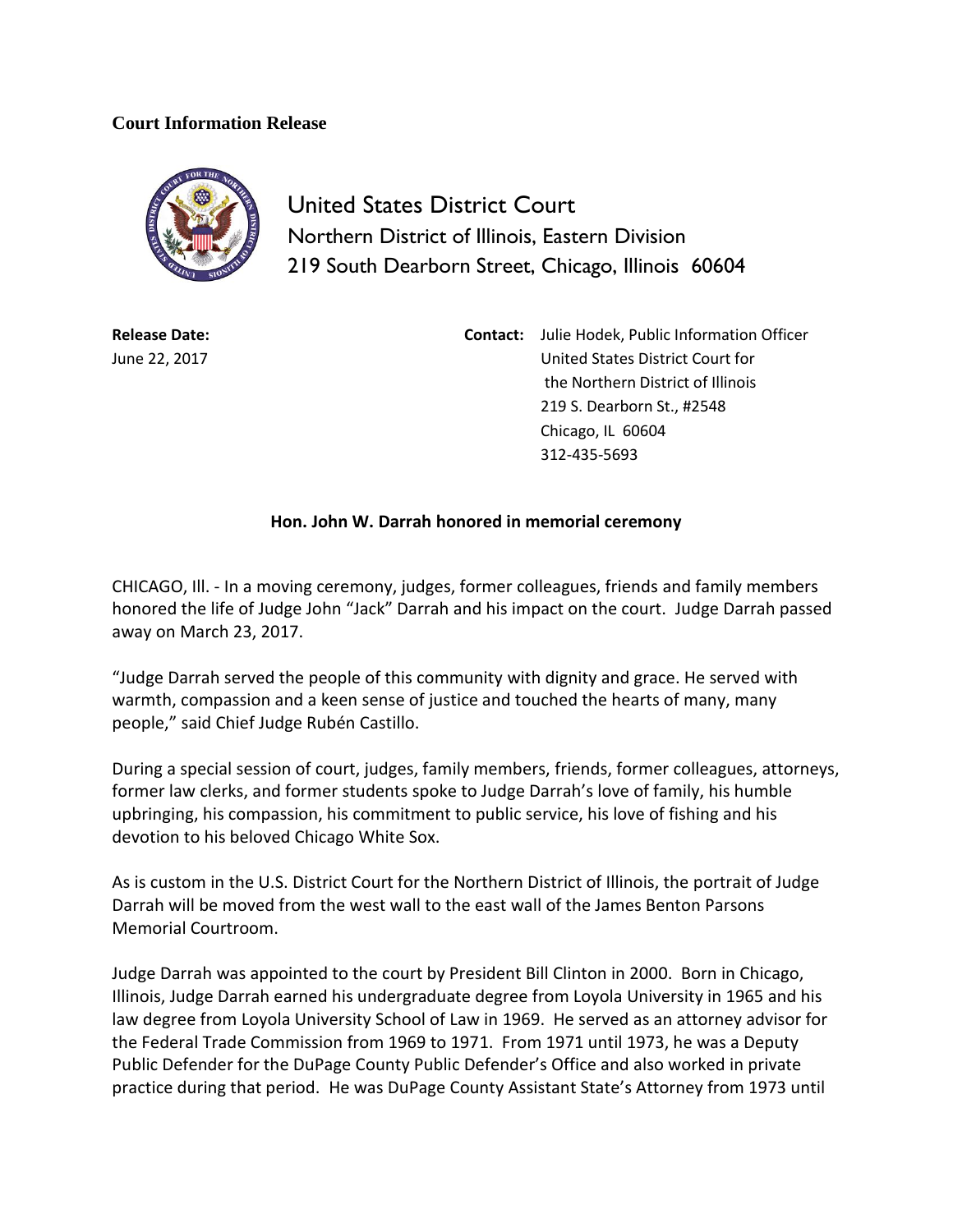**Court Information Release**

United States District Court
Northern District of Illinois, Eastern Division
219 South Dearborn Street, Chicago, Illinois 60604

**Release Date:**
June 22, 2017

**Contact:** Julie Hodek, Public Information Officer
United States District Court for
the Northern District of Illinois
219 S. Dearborn St., #2548
Chicago, IL 60604
312-435-5693

**Hon. John W. Darrah honored in memorial ceremony**

CHICAGO, Ill. - In a moving ceremony, judges, former colleagues, friends and family members honored the life of Judge John "Jack" Darrah and his impact on the court. Judge Darrah passed away on March 23, 2017.

"Judge Darrah served the people of this community with dignity and grace. He served with warmth, compassion and a keen sense of justice and touched the hearts of many, many people," said Chief Judge Rubén Castillo.

During a special session of court, judges, family members, friends, former colleagues, attorneys, former law clerks, and former students spoke to Judge Darrah's love of family, his humble upbringing, his compassion, his commitment to public service, his love of fishing and his devotion to his beloved Chicago White Sox.

As is custom in the U.S. District Court for the Northern District of Illinois, the portrait of Judge Darrah will be moved from the west wall to the east wall of the James Benton Parsons Memorial Courtroom.

Judge Darrah was appointed to the court by President Bill Clinton in 2000. Born in Chicago, Illinois, Judge Darrah earned his undergraduate degree from Loyola University in 1965 and his law degree from Loyola University School of Law in 1969. He served as an attorney advisor for the Federal Trade Commission from 1969 to 1971. From 1971 until 1973, he was a Deputy Public Defender for the DuPage County Public Defender's Office and also worked in private practice during that period. He was DuPage County Assistant State's Attorney from 1973 until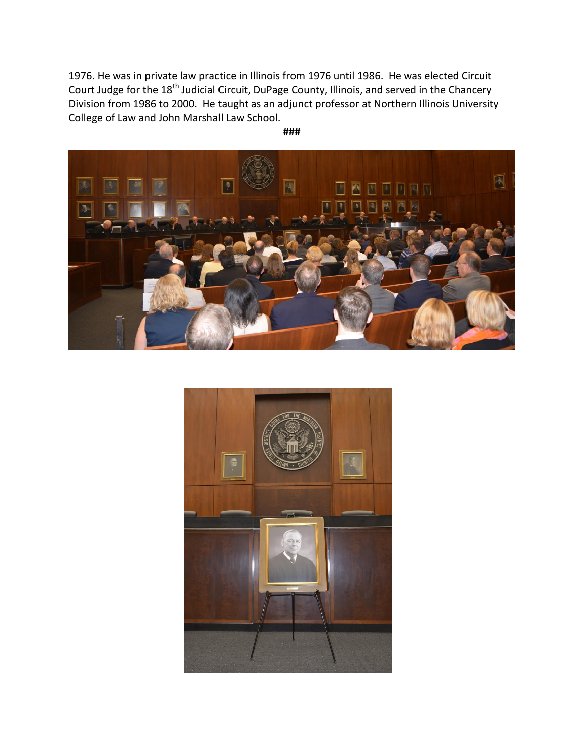1976. He was in private law practice in Illinois from 1976 until 1986. He was elected Circuit Court Judge for the 18th Judicial Circuit, DuPage County, Illinois, and served in the Chancery Division from 1986 to 2000. He taught as an adjunct professor at Northern Illinois University College of Law and John Marshall Law School.

###